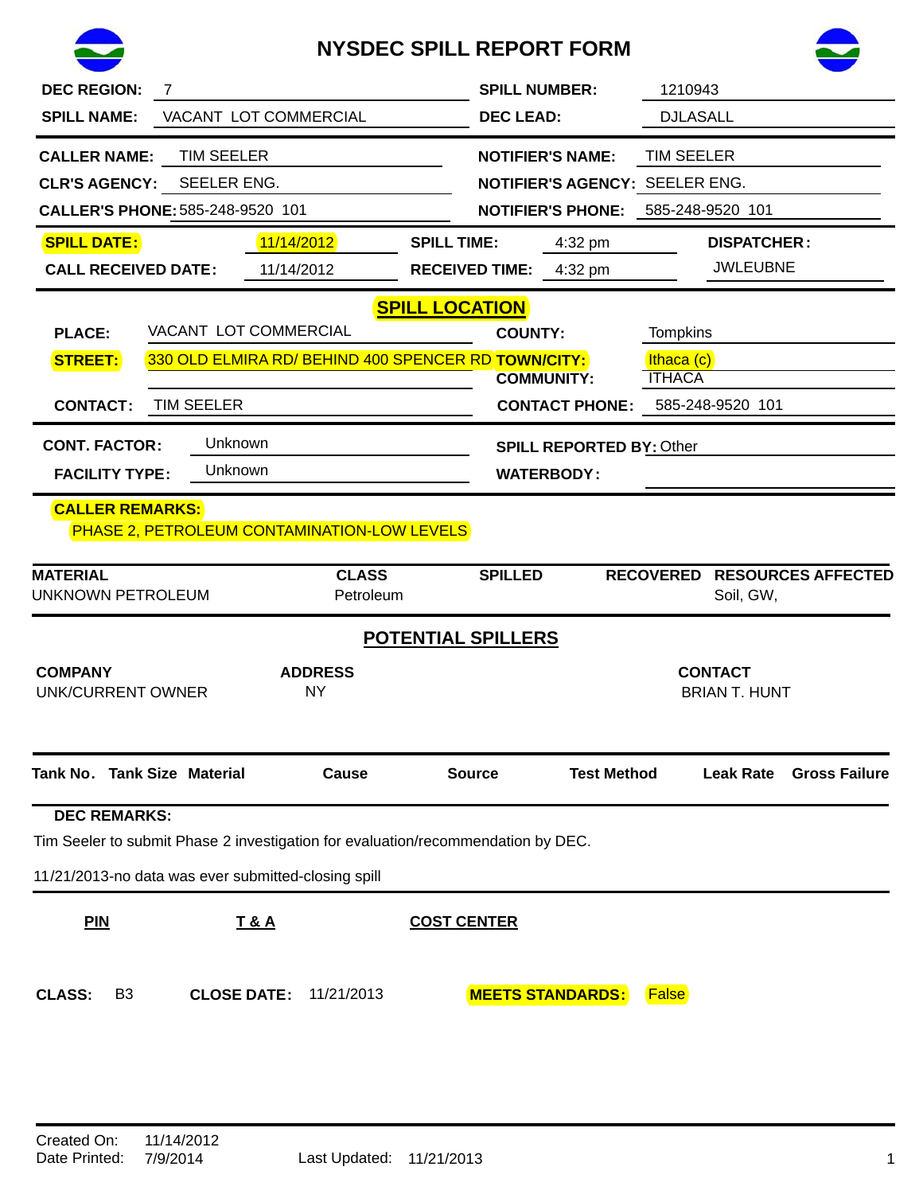# NYSDEC SPILL REPORT FORM

**DEC REGION:** 7

**SPILL NAME:** VACANT LOT COMMERCIAL

**SPILL NUMBER:** 1210943

**DEC LEAD:** DJLASALL

**CALLER NAME:** TIM SEELER

**CLR'S AGENCY:** SEELER ENG.

**CALLER'S PHONE:** 585-248-9520 101

**NOTIFIER'S NAME:** TIM SEELER

**NOTIFIER'S AGENCY:** SEELER ENG.

**NOTIFIER'S PHONE:** 585-248-9520 101

**SPILL DATE:** 11/14/2012

**SPILL TIME:** 4:32 pm

**DISPATCHER:** JWLEUBNE

**CALL RECEIVED DATE:** 11/14/2012

**RECEIVED TIME:** 4:32 pm

## SPILL LOCATION

**PLACE:** VACANT LOT COMMERCIAL

**STREET:** 330 OLD ELMIRA RD/ BEHIND 400 SPENCER RD

**COUNTY:** Tompkins

**TOWN/CITY:** Ithaca (c)

**COMMUNITY:** ITHACA

**CONTACT:** TIM SEELER

**CONTACT PHONE:** 585-248-9520 101

**CONT. FACTOR:** Unknown

**FACILITY TYPE:** Unknown

**SPILL REPORTED BY:** Other

**WATERBODY:**

**CALLER REMARKS:**
PHASE 2, PETROLEUM CONTAMINATION-LOW LEVELS

| MATERIAL | CLASS | SPILLED | RECOVERED | RESOURCES AFFECTED |
|---|---|---|---|---|
| UNKNOWN PETROLEUM | Petroleum | | | Soil, GW, |

## POTENTIAL SPILLERS

| COMPANY | ADDRESS | CONTACT |
|---|---|---|
| UNK/CURRENT OWNER | NY | BRIAN T. HUNT |

| Tank No. | Tank Size | Material | Cause | Source | Test Method | Leak Rate | Gross Failure |
|---|---|---|---|---|---|---|---|

**DEC REMARKS:**

Tim Seeler to submit Phase 2 investigation for evaluation/recommendation by DEC.

11/21/2013-no data was ever submitted-closing spill

**PIN** | **T & A** | **COST CENTER**

**CLASS:** B3 **CLOSE DATE:** 11/21/2013 **MEETS STANDARDS:** False

Created On: 11/14/2012
Date Printed: 7/9/2014
Last Updated: 11/21/2013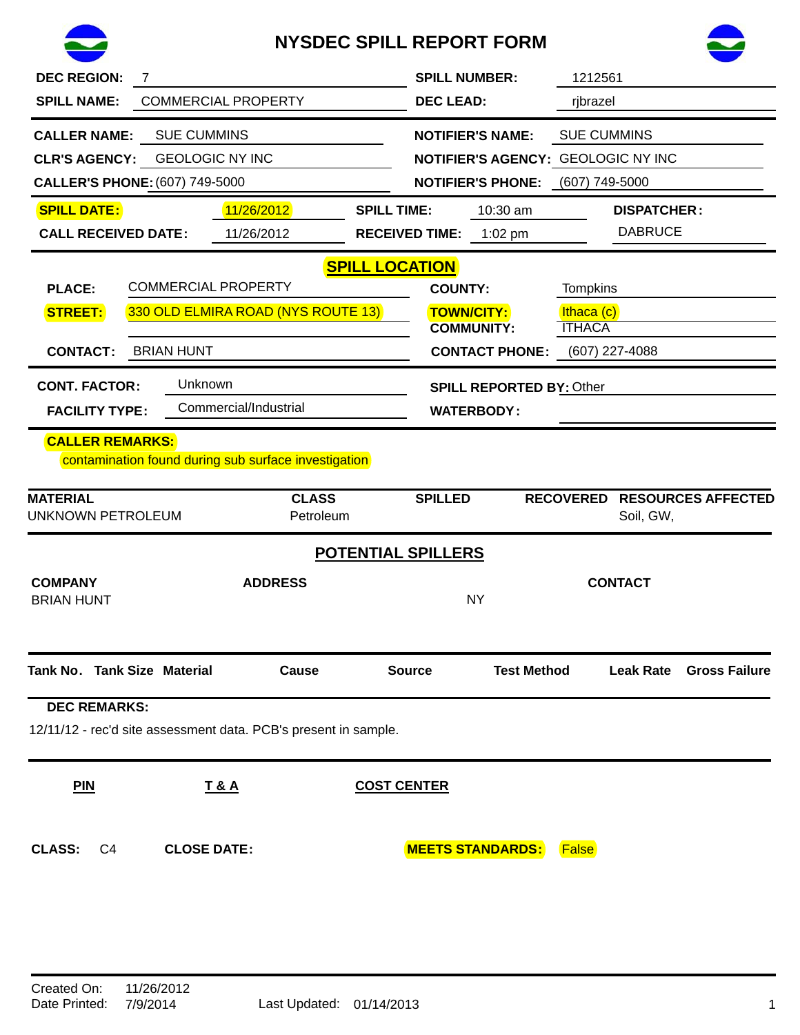# NYSDEC SPILL REPORT FORM

| | | | |
|---|---|---|---|
| **DEC REGION:** | 7 | **SPILL NUMBER:** | 1212561 |
| **SPILL NAME:** | COMMERCIAL PROPERTY | **DEC LEAD:** | rjbrazel |

| | | | |
|---|---|---|---|
| **CALLER NAME:** | SUE CUMMINS | **NOTIFIER'S NAME:** | SUE CUMMINS |
| **CLR'S AGENCY:** | GEOLOGIC NY INC | **NOTIFIER'S AGENCY:** | GEOLOGIC NY INC |
| **CALLER'S PHONE:** | (607) 749-5000 | **NOTIFIER'S PHONE:** | (607) 749-5000 |

| | | | | |
|---|---|---|---|---|
| **SPILL DATE:** | 11/26/2012 | **SPILL TIME:** | 10:30 am | **DISPATCHER:** |
| **CALL RECEIVED DATE:** | 11/26/2012 | **RECEIVED TIME:** | 1:02 pm | DABRUCE |

## SPILL LOCATION

| | | | |
|---|---|---|---|
| **PLACE:** | COMMERCIAL PROPERTY | **COUNTY:** | Tompkins |
| **STREET:** | 330 OLD ELMIRA ROAD (NYS ROUTE 13) | **TOWN/CITY:** | Ithaca (c) |
| | | **COMMUNITY:** | ITHACA |
| **CONTACT:** | BRIAN HUNT | **CONTACT PHONE:** | (607) 227-4088 |

| | | | |
|---|---|---|---|
| **CONT. FACTOR:** | Unknown | **SPILL REPORTED BY:** | Other |
| **FACILITY TYPE:** | Commercial/Industrial | **WATERBODY:** | |

**CALLER REMARKS:**

contamination found during sub surface investigation

| MATERIAL | CLASS | SPILLED | RECOVERED | RESOURCES AFFECTED |
|---|---|---|---|---|
| UNKNOWN PETROLEUM | Petroleum | | | Soil, GW, |

## POTENTIAL SPILLERS

| COMPANY | ADDRESS | CONTACT |
|---|---|---|
| BRIAN HUNT | NY | |

| Tank No. | Tank Size | Material | Cause | Source | Test Method | Leak Rate | Gross Failure |
|---|---|---|---|---|---|---|---|

**DEC REMARKS:**

12/11/12 - rec'd site assessment data. PCB's present in sample.

| PIN | T & A | COST CENTER |
|---|---|---|

**CLASS:** C4 **CLOSE DATE:** **MEETS STANDARDS:** False

Created On: 11/26/2012
Date Printed: 7/9/2014 Last Updated: 01/14/2013